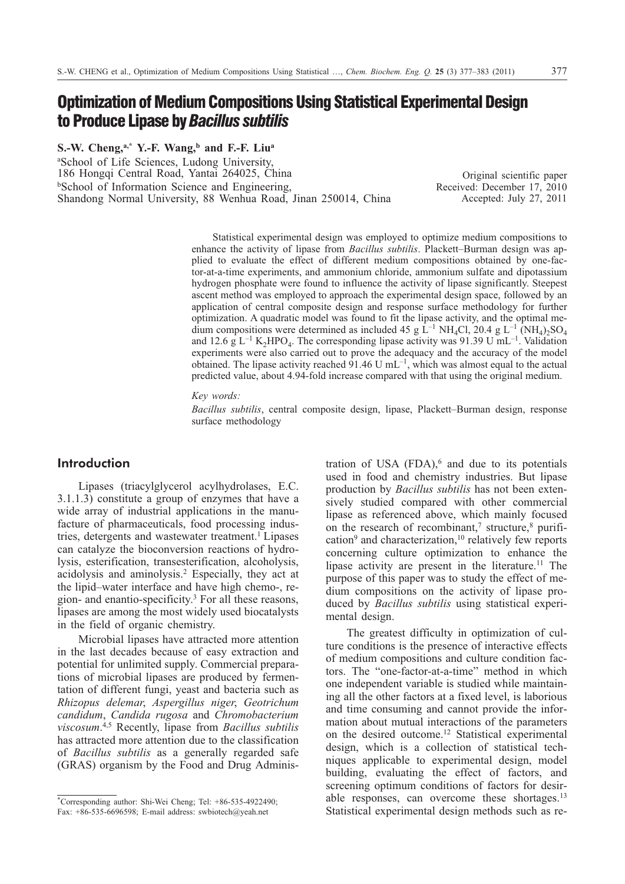# Optimization of Medium Compositions Using Statistical Experimental Design to Produce Lipase by *Bacillus subtilis*

**S.-W. Cheng,[a,*] Y.-F. Wang,[b] and F.-F. Liu[a]**

[a]School of Life Sciences, Ludong University, 186 Hongqi Central Road, Yantai 264025, China
[b]School of Information Science and Engineering, Shandong Normal University, 88 Wenhua Road, Jinan 250014, China

Original scientific paper
Received: December 17, 2010
Accepted: July 27, 2011

Statistical experimental design was employed to optimize medium compositions to enhance the activity of lipase from *Bacillus subtilis*. Plackett–Burman design was applied to evaluate the effect of different medium compositions obtained by one-factor-at-a-time experiments, and ammonium chloride, ammonium sulfate and dipotassium hydrogen phosphate were found to influence the activity of lipase significantly. Steepest ascent method was employed to approach the experimental design space, followed by an application of central composite design and response surface methodology for further optimization. A quadratic model was found to fit the lipase activity, and the optimal medium compositions were determined as included 45 g $L^{-1}$ $NH_4Cl$, 20.4 g $L^{-1}$ $(NH_4)_2SO_4$ and 12.6 g $L^{-1}$ $K_2HPO_4$. The corresponding lipase activity was 91.39 U $mL^{-1}$. Validation experiments were also carried out to prove the adequacy and the accuracy of the model obtained. The lipase activity reached 91.46 U $mL^{-1}$, which was almost equal to the actual predicted value, about 4.94-fold increase compared with that using the original medium.

*Key words:*

*Bacillus subtilis*, central composite design, lipase, Plackett–Burman design, response surface methodology

## Introduction

Lipases (triacylglycerol acylhydrolases, E.C. 3.1.1.3) constitute a group of enzymes that have a wide array of industrial applications in the manufacture of pharmaceuticals, food processing industries, detergents and wastewater treatment.[1] Lipases can catalyze the bioconversion reactions of hydrolysis, esterification, transesterification, alcoholysis, acidolysis and aminolysis.[2] Especially, they act at the lipid–water interface and have high chemo-, region- and enantio-specificity.[3] For all these reasons, lipases are among the most widely used biocatalysts in the field of organic chemistry.

Microbial lipases have attracted more attention in the last decades because of easy extraction and potential for unlimited supply. Commercial preparations of microbial lipases are produced by fermentation of different fungi, yeast and bacteria such as *Rhizopus delemar*, *Aspergillus niger*, *Geotrichum candidum*, *Candida rugosa* and *Chromobacterium viscosum*.[4,5] Recently, lipase from *Bacillus subtilis* has attracted more attention due to the classification of *Bacillus subtilis* as a generally regarded safe (GRAS) organism by the Food and Drug Administration of USA (FDA),[6] and due to its potentials used in food and chemistry industries. But lipase production by *Bacillus subtilis* has not been extensively studied compared with other commercial lipase as referenced above, which mainly focused on the research of recombinant,[7] structure,[8] purification[9] and characterization,[10] relatively few reports concerning culture optimization to enhance the lipase activity are present in the literature.[11] The purpose of this paper was to study the effect of medium compositions on the activity of lipase produced by *Bacillus subtilis* using statistical experimental design.

The greatest difficulty in optimization of culture conditions is the presence of interactive effects of medium compositions and culture condition factors. The "one-factor-at-a-time" method in which one independent variable is studied while maintaining all the other factors at a fixed level, is laborious and time consuming and cannot provide the information about mutual interactions of the parameters on the desired outcome.[12] Statistical experimental design, which is a collection of statistical techniques applicable to experimental design, model building, evaluating the effect of factors, and screening optimum conditions of factors for desirable responses, can overcome these shortages.[13] Statistical experimental design methods such as re-

*Corresponding author: Shi-Wei Cheng; Tel: +86-535-4922490; Fax: +86-535-6696598; E-mail address: swbiotech@yeah.net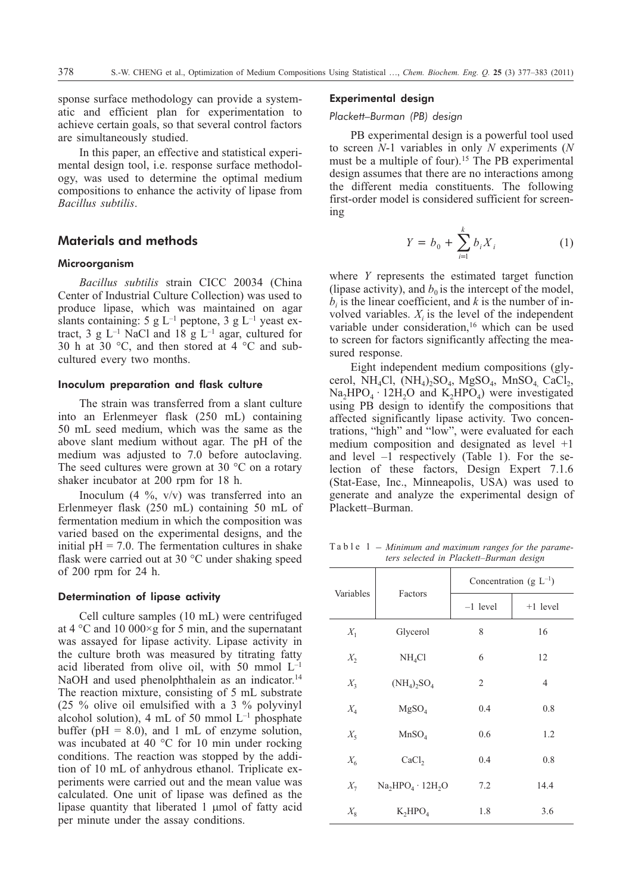sponse surface methodology can provide a systematic and efficient plan for experimentation to achieve certain goals, so that several control factors are simultaneously studied.

In this paper, an effective and statistical experimental design tool, i.e. response surface methodology, was used to determine the optimal medium compositions to enhance the activity of lipase from *Bacillus subtilis*.

## Materials and methods

### Microorganism

*Bacillus subtilis* strain CICC 20034 (China Center of Industrial Culture Collection) was used to produce lipase, which was maintained on agar slants containing: 5 g $L^{-1}$ peptone, 3 g $L^{-1}$ yeast extract, 3 g $L^{-1}$ NaCl and 18 g $L^{-1}$ agar, cultured for 30 h at 30 °C, and then stored at 4 °C and subcultured every two months.

### Inoculum preparation and flask culture

The strain was transferred from a slant culture into an Erlenmeyer flask (250 mL) containing 50 mL seed medium, which was the same as the above slant medium without agar. The pH of the medium was adjusted to 7.0 before autoclaving. The seed cultures were grown at 30 °C on a rotary shaker incubator at 200 rpm for 18 h.

Inoculum (4 %, v/v) was transferred into an Erlenmeyer flask (250 mL) containing 50 mL of fermentation medium in which the composition was varied based on the experimental designs, and the initial pH = 7.0. The fermentation cultures in shake flask were carried out at 30 °C under shaking speed of 200 rpm for 24 h.

### Determination of lipase activity

Cell culture samples (10 mL) were centrifuged at 4 °C and 10 000×g for 5 min, and the supernatant was assayed for lipase activity. Lipase activity in the culture broth was measured by titrating fatty acid liberated from olive oil, with 50 mmol $L^{-1}$ NaOH and used phenolphthalein as an indicator.[14] The reaction mixture, consisting of 5 mL substrate (25 % olive oil emulsified with a 3 % polyvinyl alcohol solution), 4 mL of 50 mmol $L^{-1}$ phosphate buffer (pH = 8.0), and 1 mL of enzyme solution, was incubated at 40 °C for 10 min under rocking conditions. The reaction was stopped by the addition of 10 mL of anhydrous ethanol. Triplicate experiments were carried out and the mean value was calculated. One unit of lipase was defined as the lipase quantity that liberated 1 μmol of fatty acid per minute under the assay conditions.

### Experimental design

#### *Plackett–Burman (PB) design*

PB experimental design is a powerful tool used to screen *N*-1 variables in only *N* experiments (*N* must be a multiple of four).[15] The PB experimental design assumes that there are no interactions among the different media constituents. The following first-order model is considered sufficient for screening

$$Y = b_0 + \sum_{i=1}^{k} b_i X_i \tag{1}$$

where $Y$ represents the estimated target function (lipase activity), and $b_0$ is the intercept of the model, $b_i$ is the linear coefficient, and $k$ is the number of involved variables. $X_i$ is the level of the independent variable under consideration,[16] which can be used to screen for factors significantly affecting the measured response.

Eight independent medium compositions (glycerol, $NH_4Cl$, $(NH_4)_2SO_4$, $MgSO_4$, $MnSO_4$, $CaCl_2$, $Na_2HPO_4 \cdot 12H_2O$ and $K_2HPO_4$) were investigated using PB design to identify the compositions that affected significantly lipase activity. Two concentrations, "high" and "low", were evaluated for each medium composition and designated as level +1 and level –1 respectively (Table 1). For the selection of these factors, Design Expert 7.1.6 (Stat-Ease, Inc., Minneapolis, USA) was used to generate and analyze the experimental design of Plackett–Burman.

Table 1 – *Minimum and maximum ranges for the parameters selected in Plackett–Burman design*

| Variables | Factors | Concentration (g $L^{-1}$) | |
|---|---|---|---|
| | | –1 level | +1 level |
| $X_1$ | Glycerol | 8 | 16 |
| $X_2$ | $NH_4Cl$ | 6 | 12 |
| $X_3$ | $(NH_4)_2SO_4$ | 2 | 4 |
| $X_4$ | $MgSO_4$ | 0.4 | 0.8 |
| $X_5$ | $MnSO_4$ | 0.6 | 1.2 |
| $X_6$ | $CaCl_2$ | 0.4 | 0.8 |
| $X_7$ | $Na_2HPO_4 \cdot 12H_2O$ | 7.2 | 14.4 |
| $X_8$ | $K_2HPO_4$ | 1.8 | 3.6 |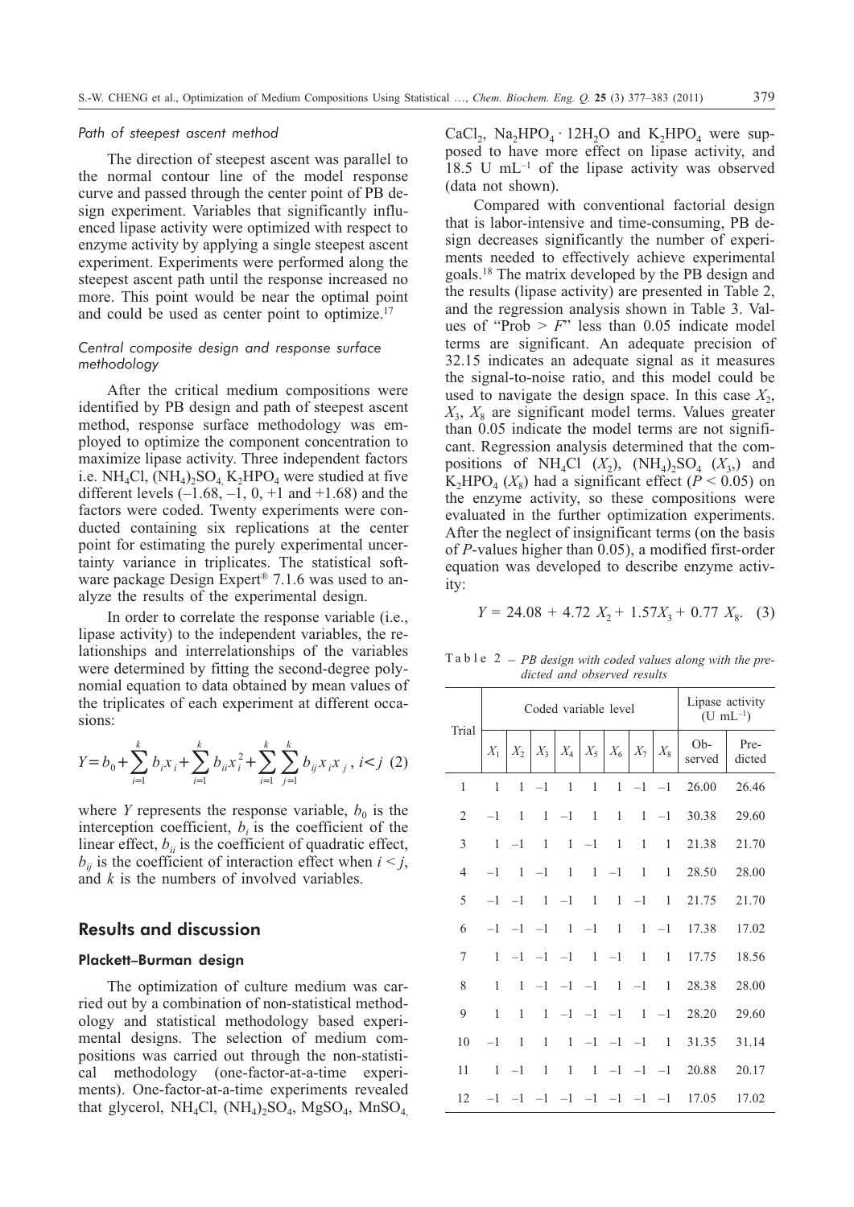*Path of steepest ascent method*

The direction of steepest ascent was parallel to the normal contour line of the model response curve and passed through the center point of PB design experiment. Variables that significantly influenced lipase activity were optimized with respect to enzyme activity by applying a single steepest ascent experiment. Experiments were performed along the steepest ascent path until the response increased no more. This point would be near the optimal point and could be used as center point to optimize.[17]

*Central composite design and response surface methodology*

After the critical medium compositions were identified by PB design and path of steepest ascent method, response surface methodology was employed to optimize the component concentration to maximize lipase activity. Three independent factors i.e. $NH_4Cl$, $(NH_4)_2SO_4$, $K_2HPO_4$ were studied at five different levels (–1.68, –1, 0, +1 and +1.68) and the factors were coded. Twenty experiments were conducted containing six replications at the center point for estimating the purely experimental uncertainty variance in triplicates. The statistical software package Design Expert® 7.1.6 was used to analyze the results of the experimental design.

In order to correlate the response variable (i.e., lipase activity) to the independent variables, the relationships and interrelationships of the variables were determined by fitting the second-degree polynomial equation to data obtained by mean values of the triplicates of each experiment at different occasions:

$$Y = b_0 + \sum_{i=1}^{k} b_i x_i + \sum_{i=1}^{k} b_{ii} x_i^2 + \sum_{i=1}^{k} \sum_{j=1}^{k} b_{ij} x_i x_j \,, \; i < j \quad (2)$$

where $Y$ represents the response variable, $b_0$ is the interception coefficient, $b_i$ is the coefficient of the linear effect, $b_{ii}$ is the coefficient of quadratic effect, $b_{ij}$ is the coefficient of interaction effect when $i < j$, and $k$ is the numbers of involved variables.

## Results and discussion

### Plackett–Burman design

The optimization of culture medium was carried out by a combination of non-statistical methodology and statistical methodology based experimental designs. The selection of medium compositions was carried out through the non-statistical methodology (one-factor-at-a-time experiments). One-factor-at-a-time experiments revealed that glycerol, $NH_4Cl$, $(NH_4)_2SO_4$, $MgSO_4$, $MnSO_4$, $CaCl_2$, $Na_2HPO_4 \cdot 12H_2O$ and $K_2HPO_4$ were supposed to have more effect on lipase activity, and 18.5 U mL$^{-1}$ of the lipase activity was observed (data not shown).

Compared with conventional factorial design that is labor-intensive and time-consuming, PB design decreases significantly the number of experiments needed to effectively achieve experimental goals.[18] The matrix developed by the PB design and the results (lipase activity) are presented in Table 2, and the regression analysis shown in Table 3. Values of "Prob > $F$" less than 0.05 indicate model terms are significant. An adequate precision of 32.15 indicates an adequate signal as it measures the signal-to-noise ratio, and this model could be used to navigate the design space. In this case $X_2$, $X_3$, $X_8$ are significant model terms. Values greater than 0.05 indicate the model terms are not significant. Regression analysis determined that the compositions of $NH_4Cl$ ($X_2$), $(NH_4)_2SO_4$ ($X_3$,) and $K_2HPO_4$ ($X_8$) had a significant effect ($P < 0.05$) on the enzyme activity, so these compositions were evaluated in the further optimization experiments. After the neglect of insignificant terms (on the basis of $P$-values higher than 0.05), a modified first-order equation was developed to describe enzyme activity:

$$Y = 24.08 + 4.72\,X_2 + 1.57X_3 + 0.77\,X_8. \quad (3)$$

Table 2 – *PB design with coded values along with the predicted and observed results*

| Trial | Coded variable level | | | | | | | | Lipase activity (U mL$^{-1}$) | |
|---|---|---|---|---|---|---|---|---|---|---|
| | $X_1$ | $X_2$ | $X_3$ | $X_4$ | $X_5$ | $X_6$ | $X_7$ | $X_8$ | Observed | Predicted |
| 1 | 1 | 1 | –1 | 1 | 1 | 1 | –1 | –1 | 26.00 | 26.46 |
| 2 | –1 | 1 | 1 | –1 | 1 | 1 | 1 | –1 | 30.38 | 29.60 |
| 3 | 1 | –1 | 1 | 1 | –1 | 1 | 1 | 1 | 21.38 | 21.70 |
| 4 | –1 | 1 | –1 | 1 | 1 | –1 | 1 | 1 | 28.50 | 28.00 |
| 5 | –1 | –1 | 1 | –1 | 1 | 1 | –1 | 1 | 21.75 | 21.70 |
| 6 | –1 | –1 | –1 | 1 | –1 | 1 | 1 | –1 | 17.38 | 17.02 |
| 7 | 1 | –1 | –1 | –1 | 1 | –1 | 1 | 1 | 17.75 | 18.56 |
| 8 | 1 | 1 | –1 | –1 | –1 | 1 | –1 | 1 | 28.38 | 28.00 |
| 9 | 1 | 1 | 1 | –1 | –1 | –1 | 1 | –1 | 28.20 | 29.60 |
| 10 | –1 | 1 | 1 | 1 | –1 | –1 | –1 | 1 | 31.35 | 31.14 |
| 11 | 1 | –1 | 1 | 1 | 1 | –1 | –1 | –1 | 20.88 | 20.17 |
| 12 | –1 | –1 | –1 | –1 | –1 | –1 | –1 | –1 | 17.05 | 17.02 |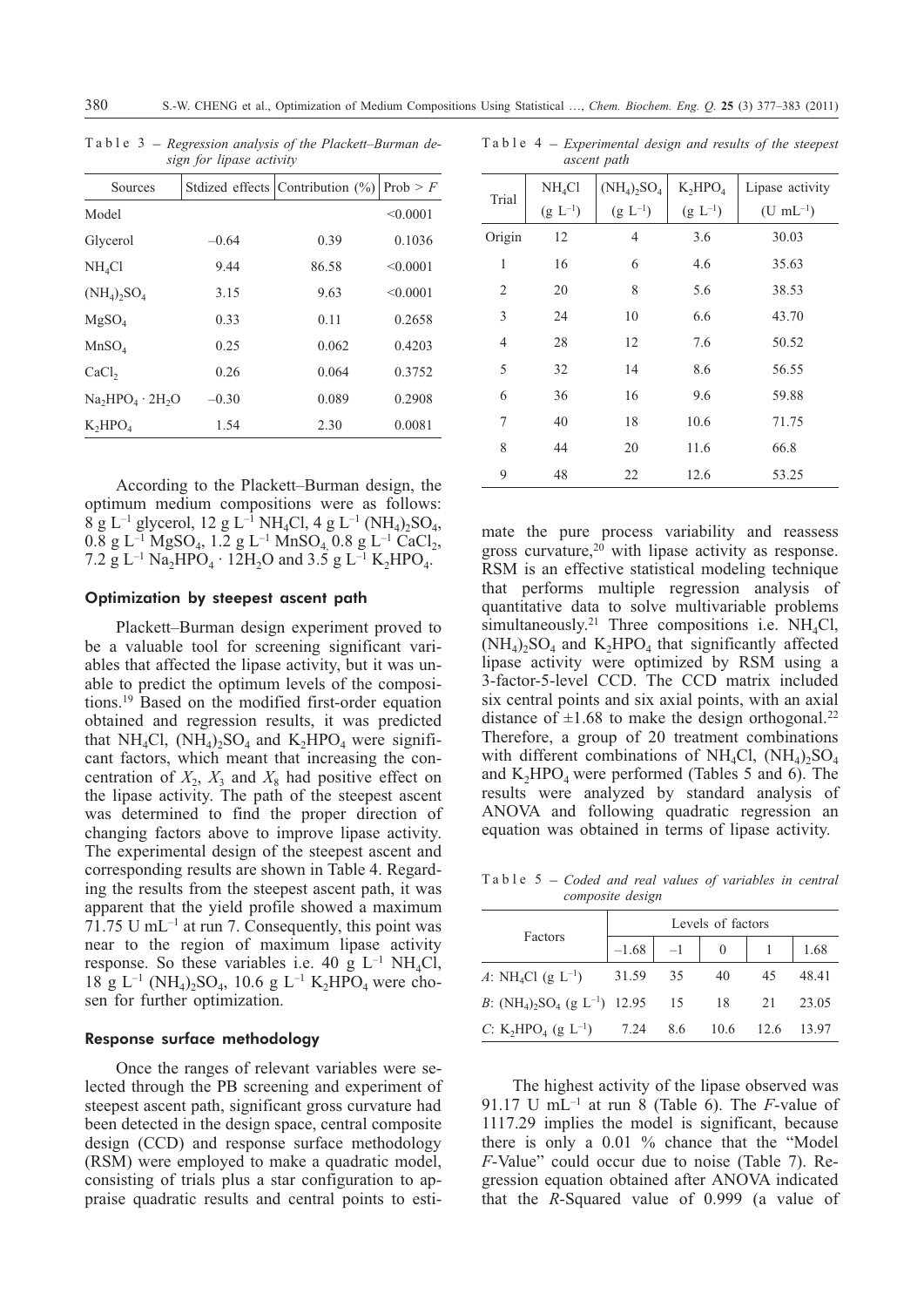Table 3 – *Regression analysis of the Plackett–Burman design for lipase activity*

| Sources | Stdized effects | Contribution (%) | Prob > *F* |
|---|---|---|---|
| Model | | | <0.0001 |
| Glycerol | –0.64 | 0.39 | 0.1036 |
| $NH_4Cl$ | 9.44 | 86.58 | <0.0001 |
| $(NH_4)_2SO_4$ | 3.15 | 9.63 | <0.0001 |
| $MgSO_4$ | 0.33 | 0.11 | 0.2658 |
| $MnSO_4$ | 0.25 | 0.062 | 0.4203 |
| $CaCl_2$ | 0.26 | 0.064 | 0.3752 |
| $Na_2HPO_4 \cdot 2H_2O$ | –0.30 | 0.089 | 0.2908 |
| $K_2HPO_4$ | 1.54 | 2.30 | 0.0081 |

According to the Plackett–Burman design, the optimum medium compositions were as follows: 8 g $L^{-1}$ glycerol, 12 g $L^{-1}$ $NH_4Cl$, 4 g $L^{-1}$ $(NH_4)_2SO_4$, 0.8 g $L^{-1}$ $MgSO_4$, 1.2 g $L^{-1}$ $MnSO_4$ 0.8 g $L^{-1}$ $CaCl_2$, 7.2 g $L^{-1}$ $Na_2HPO_4 \cdot 12H_2O$ and 3.5 g $L^{-1}$ $K_2HPO_4$.

### Optimization by steepest ascent path

Plackett–Burman design experiment proved to be a valuable tool for screening significant variables that affected the lipase activity, but it was unable to predict the optimum levels of the compositions.[19] Based on the modified first-order equation obtained and regression results, it was predicted that $NH_4Cl$, $(NH_4)_2SO_4$ and $K_2HPO_4$ were significant factors, which meant that increasing the concentration of $X_2$, $X_3$ and $X_8$ had positive effect on the lipase activity. The path of the steepest ascent was determined to find the proper direction of changing factors above to improve lipase activity. The experimental design of the steepest ascent and corresponding results are shown in Table 4. Regarding the results from the steepest ascent path, it was apparent that the yield profile showed a maximum 71.75 U $mL^{-1}$ at run 7. Consequently, this point was near to the region of maximum lipase activity response. So these variables i.e. 40 g $L^{-1}$ $NH_4Cl$, 18 g $L^{-1}$ $(NH_4)_2SO_4$, 10.6 g $L^{-1}$ $K_2HPO_4$ were chosen for further optimization.

### Response surface methodology

Once the ranges of relevant variables were selected through the PB screening and experiment of steepest ascent path, significant gross curvature had been detected in the design space, central composite design (CCD) and response surface methodology (RSM) were employed to make a quadratic model, consisting of trials plus a star configuration to appraise quadratic results and central points to estimate the pure process variability and reassess gross curvature,[20] with lipase activity as response. RSM is an effective statistical modeling technique that performs multiple regression analysis of quantitative data to solve multivariable problems simultaneously.[21] Three compositions i.e. $NH_4Cl$, $(NH_4)_2SO_4$ and $K_2HPO_4$ that significantly affected lipase activity were optimized by RSM using a 3-factor-5-level CCD. The CCD matrix included six central points and six axial points, with an axial distance of ±1.68 to make the design orthogonal.[22] Therefore, a group of 20 treatment combinations with different combinations of $NH_4Cl$, $(NH_4)_2SO_4$ and $K_2HPO_4$ were performed (Tables 5 and 6). The results were analyzed by standard analysis of ANOVA and following quadratic regression an equation was obtained in terms of lipase activity.

Table 4 – *Experimental design and results of the steepest ascent path*

| Trial | $NH_4Cl$ (g $L^{-1}$) | $(NH_4)_2SO_4$ (g $L^{-1}$) | $K_2HPO_4$ (g $L^{-1}$) | Lipase activity (U $mL^{-1}$) |
|---|---|---|---|---|
| Origin | 12 | 4 | 3.6 | 30.03 |
| 1 | 16 | 6 | 4.6 | 35.63 |
| 2 | 20 | 8 | 5.6 | 38.53 |
| 3 | 24 | 10 | 6.6 | 43.70 |
| 4 | 28 | 12 | 7.6 | 50.52 |
| 5 | 32 | 14 | 8.6 | 56.55 |
| 6 | 36 | 16 | 9.6 | 59.88 |
| 7 | 40 | 18 | 10.6 | 71.75 |
| 8 | 44 | 20 | 11.6 | 66.8 |
| 9 | 48 | 22 | 12.6 | 53.25 |

Table 5 – *Coded and real values of variables in central composite design*

| Factors | Levels of factors | | | | |
|---|---|---|---|---|---|
| | –1.68 | –1 | 0 | 1 | 1.68 |
| *A*: $NH_4Cl$ (g $L^{-1}$) | 31.59 | 35 | 40 | 45 | 48.41 |
| *B*: $(NH_4)_2SO_4$ (g $L^{-1}$) | 12.95 | 15 | 18 | 21 | 23.05 |
| *C*: $K_2HPO_4$ (g $L^{-1}$) | 7.24 | 8.6 | 10.6 | 12.6 | 13.97 |

The highest activity of the lipase observed was 91.17 U $mL^{-1}$ at run 8 (Table 6). The *F*-value of 1117.29 implies the model is significant, because there is only a 0.01 % chance that the "Model *F*-Value" could occur due to noise (Table 7). Regression equation obtained after ANOVA indicated that the *R*-Squared value of 0.999 (a value of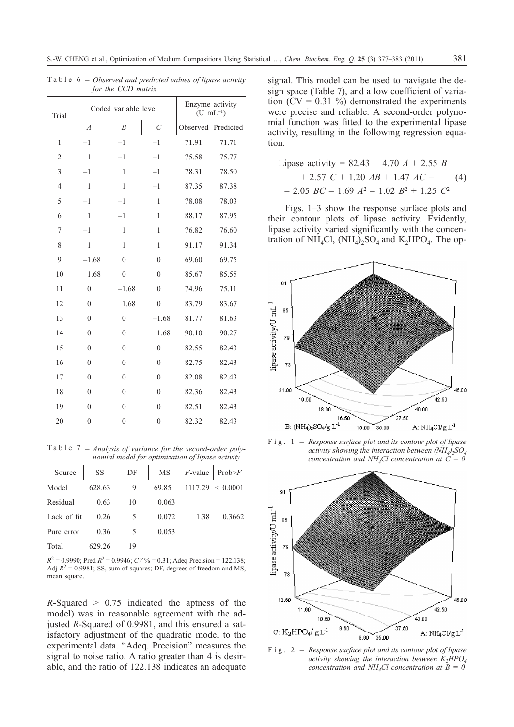Table 6 – *Observed and predicted values of lipase activity for the CCD matrix*

| Trial | Coded variable level | | | Enzyme activity ($U\ mL^{-1}$) | |
|---|---|---|---|---|---|
| | *A* | *B* | *C* | Observed | Predicted |
| 1 | –1 | –1 | –1 | 71.91 | 71.71 |
| 2 | 1 | –1 | –1 | 75.58 | 75.77 |
| 3 | –1 | 1 | –1 | 78.31 | 78.50 |
| 4 | 1 | 1 | –1 | 87.35 | 87.38 |
| 5 | –1 | –1 | 1 | 78.08 | 78.03 |
| 6 | 1 | –1 | 1 | 88.17 | 87.95 |
| 7 | –1 | 1 | 1 | 76.82 | 76.60 |
| 8 | 1 | 1 | 1 | 91.17 | 91.34 |
| 9 | –1.68 | 0 | 0 | 69.60 | 69.75 |
| 10 | 1.68 | 0 | 0 | 85.67 | 85.55 |
| 11 | 0 | –1.68 | 0 | 74.96 | 75.11 |
| 12 | 0 | 1.68 | 0 | 83.79 | 83.67 |
| 13 | 0 | 0 | –1.68 | 81.77 | 81.63 |
| 14 | 0 | 0 | 1.68 | 90.10 | 90.27 |
| 15 | 0 | 0 | 0 | 82.55 | 82.43 |
| 16 | 0 | 0 | 0 | 82.75 | 82.43 |
| 17 | 0 | 0 | 0 | 82.08 | 82.43 |
| 18 | 0 | 0 | 0 | 82.36 | 82.43 |
| 19 | 0 | 0 | 0 | 82.51 | 82.43 |
| 20 | 0 | 0 | 0 | 82.32 | 82.43 |

Table 7 – *Analysis of variance for the second-order polynomial model for optimization of lipase activity*

| Source | SS | DF | MS | *F*-value | Prob>*F* |
|---|---|---|---|---|---|
| Model | 628.63 | 9 | 69.85 | 1117.29 | < 0.0001 |
| Residual | 0.63 | 10 | 0.063 | | |
| Lack of fit | 0.26 | 5 | 0.072 | 1.38 | 0.3662 |
| Pure error | 0.36 | 5 | 0.053 | | |
| Total | 629.26 | 19 | | | |

$R^2 = 0.9990$; Pred $R^2 = 0.9946$; $CV\,\% = 0.31$; Adeq Precision = 122.138; Adj $R^2 = 0.9981$; SS, sum of squares; DF, degrees of freedom and MS, mean square.

*R*-Squared > 0.75 indicated the aptness of the model) was in reasonable agreement with the adjusted *R*-Squared of 0.9981, and this ensured a satisfactory adjustment of the quadratic model to the experimental data. "Adeq. Precision" measures the signal to noise ratio. A ratio greater than 4 is desirable, and the ratio of 122.138 indicates an adequate signal. This model can be used to navigate the design space (Table 7), and a low coefficient of variation (CV = 0.31 %) demonstrated the experiments were precise and reliable. A second-order polynomial function was fitted to the experimental lipase activity, resulting in the following regression equation:

$$\text{Lipase activity} = 82.43 + 4.70\,A + 2.55\,B + 2.57\,C + 1.20\,AB + 1.47\,AC - 2.05\,BC - 1.69\,A^2 - 1.02\,B^2 + 1.25\,C^2 \quad (4)$$

Figs. 1–3 show the response surface plots and their contour plots of lipase activity. Evidently, lipase activity varied significantly with the concentration of $NH_4Cl$, $(NH_4)_2SO_4$ and $K_2HPO_4$. The op-

Fig. 1 – *Response surface plot and its contour plot of lipase activity showing the interaction between $(NH_4)_2SO_4$ concentration and $NH_4Cl$ concentration at $C = 0$*

Fig. 2 – *Response surface plot and its contour plot of lipase activity showing the interaction between $K_2HPO_4$ concentration and $NH_4Cl$ concentration at $B = 0$*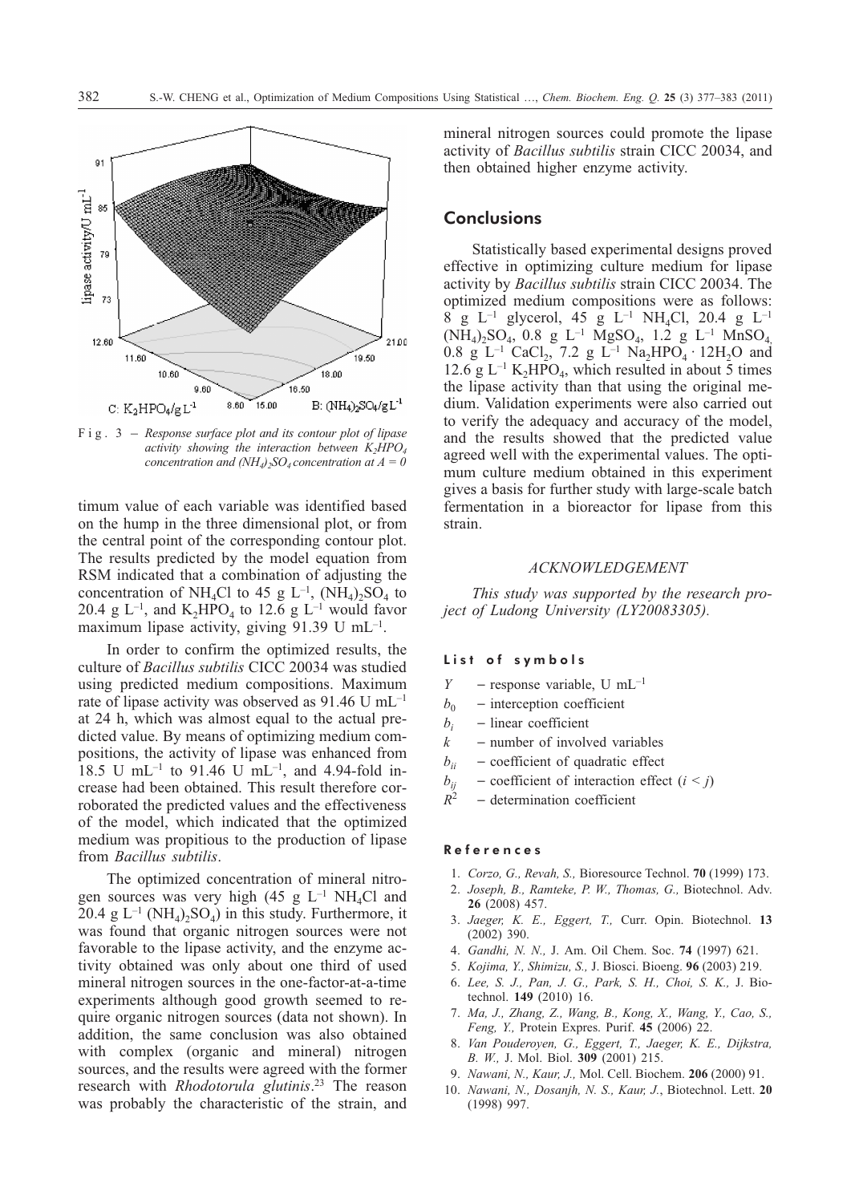Fig. 3 – *Response surface plot and its contour plot of lipase activity showing the interaction between $K_2HPO_4$ concentration and $(NH_4)_2SO_4$ concentration at A = 0*

timum value of each variable was identified based on the hump in the three dimensional plot, or from the central point of the corresponding contour plot. The results predicted by the model equation from RSM indicated that a combination of adjusting the concentration of $NH_4Cl$ to 45 g $L^{-1}$, $(NH_4)_2SO_4$ to 20.4 g $L^{-1}$, and $K_2HPO_4$ to 12.6 g $L^{-1}$ would favor maximum lipase activity, giving 91.39 U $mL^{-1}$.

In order to confirm the optimized results, the culture of *Bacillus subtilis* CICC 20034 was studied using predicted medium compositions. Maximum rate of lipase activity was observed as 91.46 U $mL^{-1}$ at 24 h, which was almost equal to the actual predicted value. By means of optimizing medium compositions, the activity of lipase was enhanced from 18.5 U $mL^{-1}$ to 91.46 U $mL^{-1}$, and 4.94-fold increase had been obtained. This result therefore corroborated the predicted values and the effectiveness of the model, which indicated that the optimized medium was propitious to the production of lipase from *Bacillus subtilis*.

The optimized concentration of mineral nitrogen sources was very high (45 g $L^{-1}$ $NH_4Cl$ and 20.4 g $L^{-1}$ $(NH_4)_2SO_4$) in this study. Furthermore, it was found that organic nitrogen sources were not favorable to the lipase activity, and the enzyme activity obtained was only about one third of used mineral nitrogen sources in the one-factor-at-a-time experiments although good growth seemed to require organic nitrogen sources (data not shown). In addition, the same conclusion was also obtained with complex (organic and mineral) nitrogen sources, and the results were agreed with the former research with *Rhodotorula glutinis*.[23] The reason was probably the characteristic of the strain, and mineral nitrogen sources could promote the lipase activity of *Bacillus subtilis* strain CICC 20034, and then obtained higher enzyme activity.

## Conclusions

Statistically based experimental designs proved effective in optimizing culture medium for lipase activity by *Bacillus subtilis* strain CICC 20034. The optimized medium compositions were as follows: 8 g $L^{-1}$ glycerol, 45 g $L^{-1}$ $NH_4Cl$, 20.4 g $L^{-1}$ $(NH_4)_2SO_4$, 0.8 g $L^{-1}$ $MgSO_4$, 1.2 g $L^{-1}$ $MnSO_4$, 0.8 g $L^{-1}$ $CaCl_2$, 7.2 g $L^{-1}$ $Na_2HPO_4 \cdot 12H_2O$ and 12.6 g $L^{-1}$ $K_2HPO_4$, which resulted in about 5 times the lipase activity than that using the original medium. Validation experiments were also carried out to verify the adequacy and accuracy of the model, and the results showed that the predicted value agreed well with the experimental values. The optimum culture medium obtained in this experiment gives a basis for further study with large-scale batch fermentation in a bioreactor for lipase from this strain.

### ACKNOWLEDGEMENT

*This study was supported by the research project of Ludong University (LY20083305).*

### List of symbols

- $Y$ – response variable, U $mL^{-1}$
- $b_0$ – interception coefficient
- $b_i$ – linear coefficient
- $k$ – number of involved variables
- $b_{ii}$ – coefficient of quadratic effect
- $b_{ij}$ – coefficient of interaction effect ($i < j$)
- $R^2$ – determination coefficient

### References

1. *Corzo, G., Revah, S.,* Bioresource Technol. **70** (1999) 173.
2. *Joseph, B., Ramteke, P. W., Thomas, G.,* Biotechnol. Adv. **26** (2008) 457.
3. *Jaeger, K. E., Eggert, T.,* Curr. Opin. Biotechnol. **13** (2002) 390.
4. *Gandhi, N. N.,* J. Am. Oil Chem. Soc. **74** (1997) 621.
5. *Kojima, Y., Shimizu, S.,* J. Biosci. Bioeng. **96** (2003) 219.
6. *Lee, S. J., Pan, J. G., Park, S. H., Choi, S. K.,* J. Biotechnol. **149** (2010) 16.
7. *Ma, J., Zhang, Z., Wang, B., Kong, X., Wang, Y., Cao, S., Feng, Y.,* Protein Expres. Purif. **45** (2006) 22.
8. *Van Pouderoyen, G., Eggert, T., Jaeger, K. E., Dijkstra, B. W.,* J. Mol. Biol. **309** (2001) 215.
9. *Nawani, N., Kaur, J.,* Mol. Cell. Biochem. **206** (2000) 91.
10. *Nawani, N., Dosanjh, N. S., Kaur, J.*, Biotechnol. Lett. **20** (1998) 997.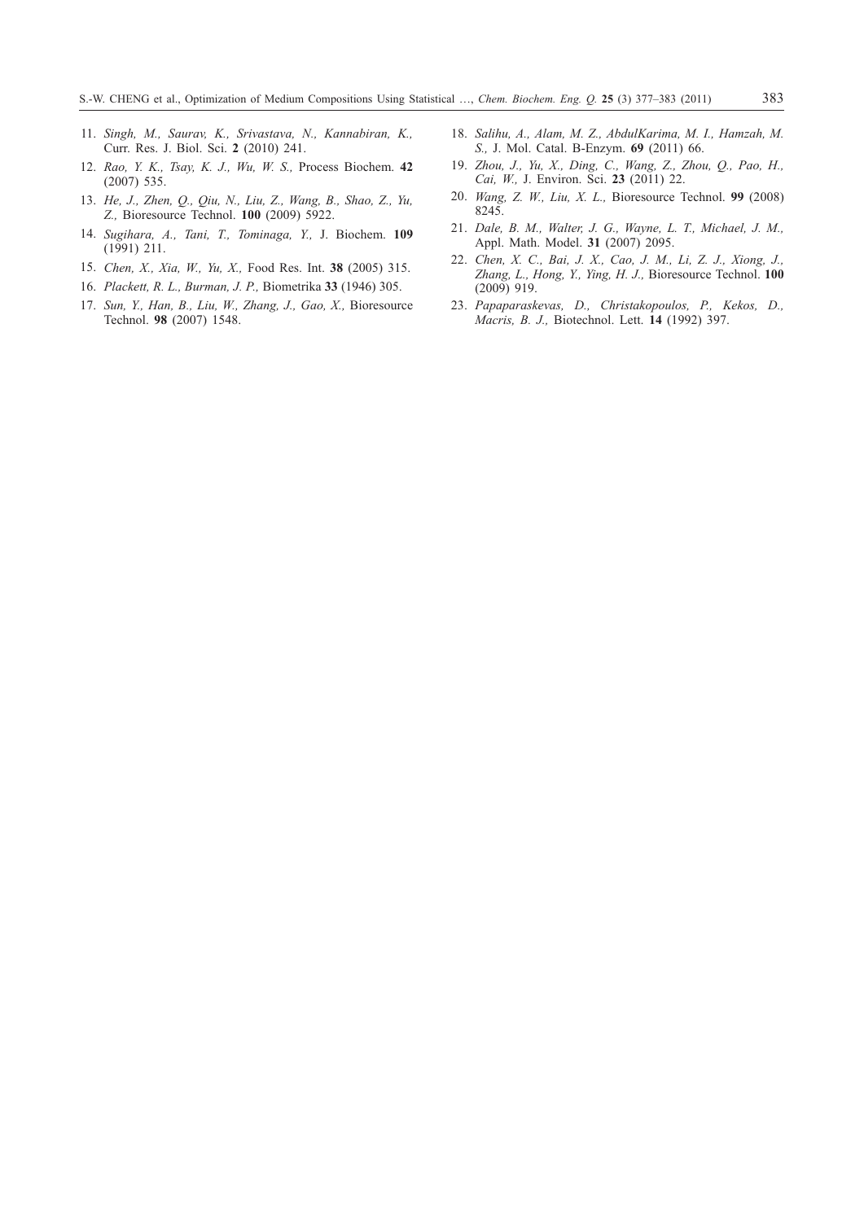11. *Singh, M., Saurav, K., Srivastava, N., Kannabiran, K.,* Curr. Res. J. Biol. Sci. **2** (2010) 241.
12. *Rao, Y. K., Tsay, K. J., Wu, W. S.,* Process Biochem. **42** (2007) 535.
13. *He, J., Zhen, Q., Qiu, N., Liu, Z., Wang, B., Shao, Z., Yu, Z.,* Bioresource Technol. **100** (2009) 5922.
14. *Sugihara, A., Tani, T., Tominaga, Y.,* J. Biochem. **109** (1991) 211.
15. *Chen, X., Xia, W., Yu, X.,* Food Res. Int. **38** (2005) 315.
16. *Plackett, R. L., Burman, J. P.,* Biometrika **33** (1946) 305.
17. *Sun, Y., Han, B., Liu, W., Zhang, J., Gao, X.,* Bioresource Technol. **98** (2007) 1548.
18. *Salihu, A., Alam, M. Z., AbdulKarima, M. I., Hamzah, M. S.,* J. Mol. Catal. B-Enzym. **69** (2011) 66.
19. *Zhou, J., Yu, X., Ding, C., Wang, Z., Zhou, Q., Pao, H., Cai, W.,* J. Environ. Sci. **23** (2011) 22.
20. *Wang, Z. W., Liu, X. L.,* Bioresource Technol. **99** (2008) 8245.
21. *Dale, B. M., Walter, J. G., Wayne, L. T., Michael, J. M.,* Appl. Math. Model. **31** (2007) 2095.
22. *Chen, X. C., Bai, J. X., Cao, J. M., Li, Z. J., Xiong, J., Zhang, L., Hong, Y., Ying, H. J.,* Bioresource Technol. **100** (2009) 919.
23. *Papaparaskevas, D., Christakopoulos, P., Kekos, D., Macris, B. J.,* Biotechnol. Lett. **14** (1992) 397.